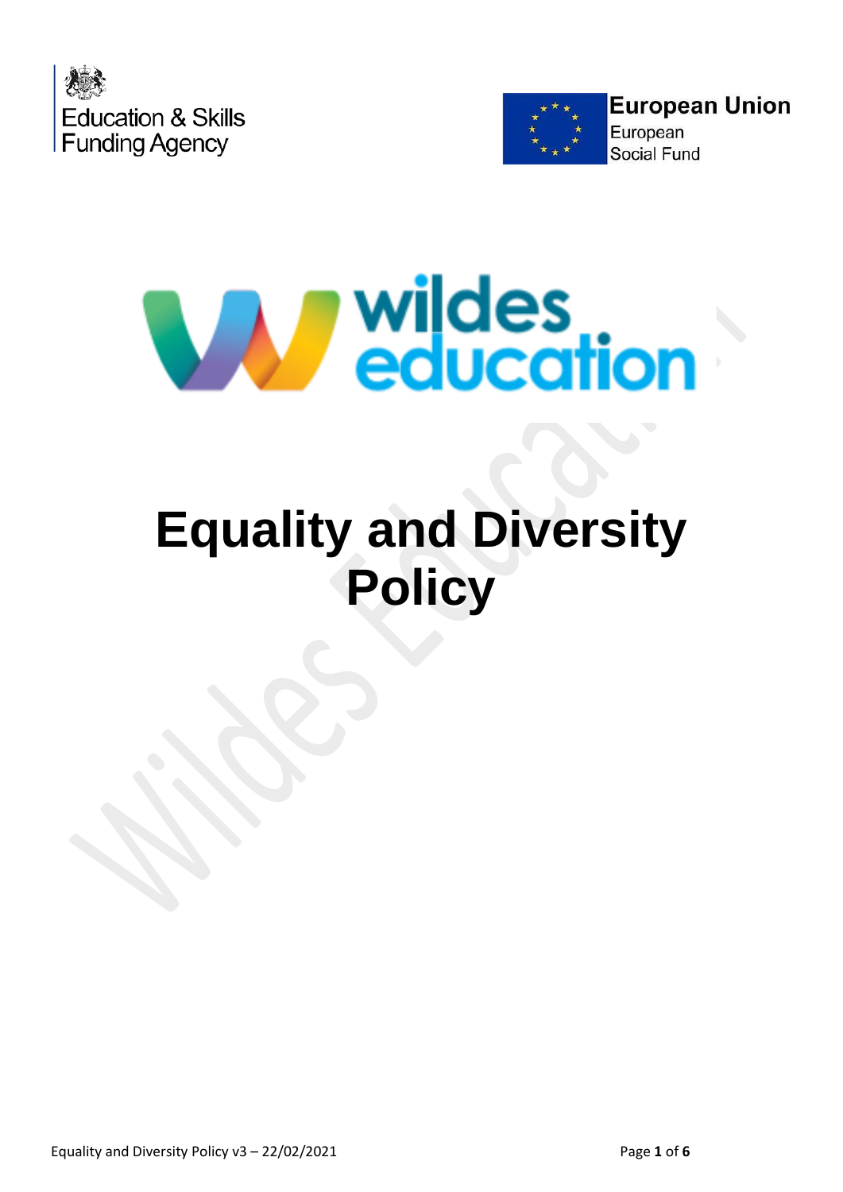Education & Skills Funding Agency

European Union
European Social Fund

wildes education

# Equality and Diversity Policy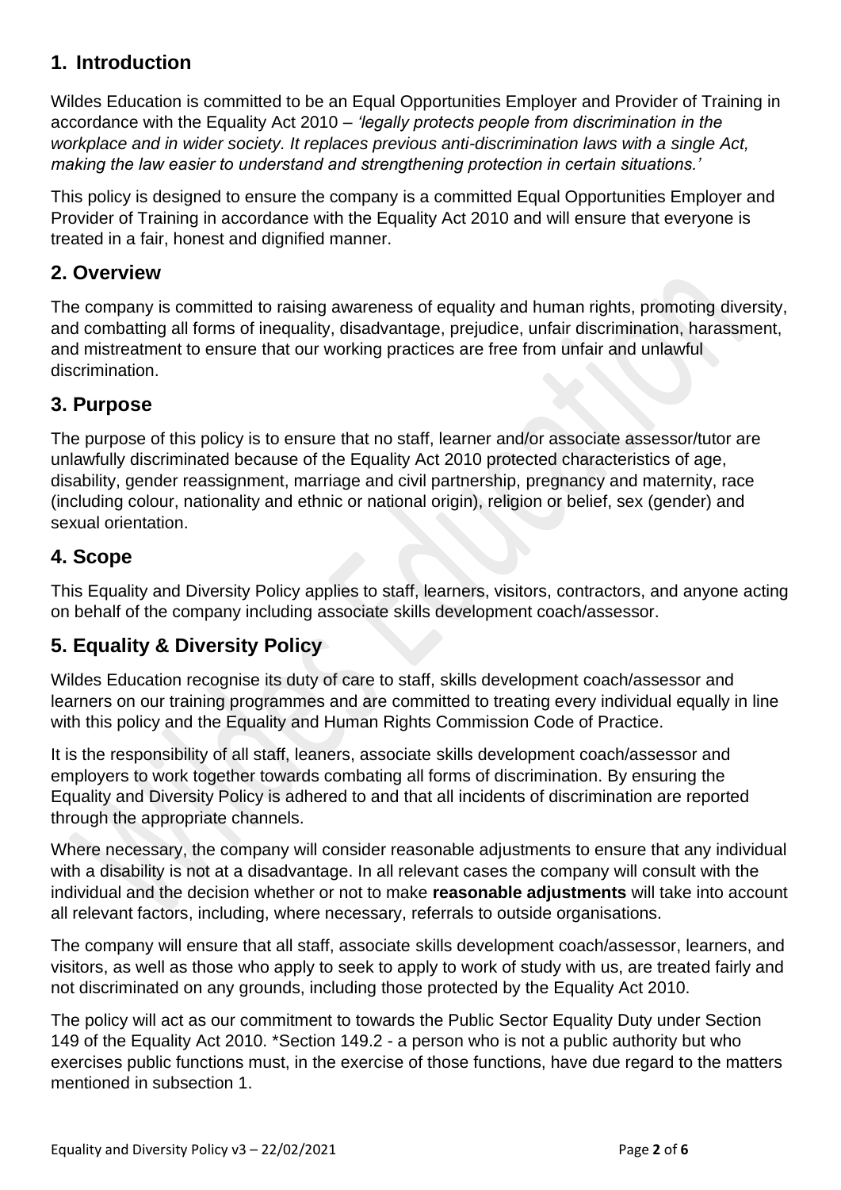## 1. Introduction

Wildes Education is committed to be an Equal Opportunities Employer and Provider of Training in accordance with the Equality Act 2010 – *'legally protects people from discrimination in the workplace and in wider society. It replaces previous anti-discrimination laws with a single Act, making the law easier to understand and strengthening protection in certain situations.'*

This policy is designed to ensure the company is a committed Equal Opportunities Employer and Provider of Training in accordance with the Equality Act 2010 and will ensure that everyone is treated in a fair, honest and dignified manner.

## 2. Overview

The company is committed to raising awareness of equality and human rights, promoting diversity, and combatting all forms of inequality, disadvantage, prejudice, unfair discrimination, harassment, and mistreatment to ensure that our working practices are free from unfair and unlawful discrimination.

## 3. Purpose

The purpose of this policy is to ensure that no staff, learner and/or associate assessor/tutor are unlawfully discriminated because of the Equality Act 2010 protected characteristics of age, disability, gender reassignment, marriage and civil partnership, pregnancy and maternity, race (including colour, nationality and ethnic or national origin), religion or belief, sex (gender) and sexual orientation.

## 4. Scope

This Equality and Diversity Policy applies to staff, learners, visitors, contractors, and anyone acting on behalf of the company including associate skills development coach/assessor.

## 5. Equality & Diversity Policy

Wildes Education recognise its duty of care to staff, skills development coach/assessor and learners on our training programmes and are committed to treating every individual equally in line with this policy and the Equality and Human Rights Commission Code of Practice.

It is the responsibility of all staff, leaners, associate skills development coach/assessor and employers to work together towards combating all forms of discrimination. By ensuring the Equality and Diversity Policy is adhered to and that all incidents of discrimination are reported through the appropriate channels.

Where necessary, the company will consider reasonable adjustments to ensure that any individual with a disability is not at a disadvantage. In all relevant cases the company will consult with the individual and the decision whether or not to make **reasonable adjustments** will take into account all relevant factors, including, where necessary, referrals to outside organisations.

The company will ensure that all staff, associate skills development coach/assessor, learners, and visitors, as well as those who apply to seek to apply to work of study with us, are treated fairly and not discriminated on any grounds, including those protected by the Equality Act 2010.

The policy will act as our commitment to towards the Public Sector Equality Duty under Section 149 of the Equality Act 2010. *Section 149.2 - a person who is not a public authority but who exercises public functions must, in the exercise of those functions, have due regard to the matters mentioned in subsection 1.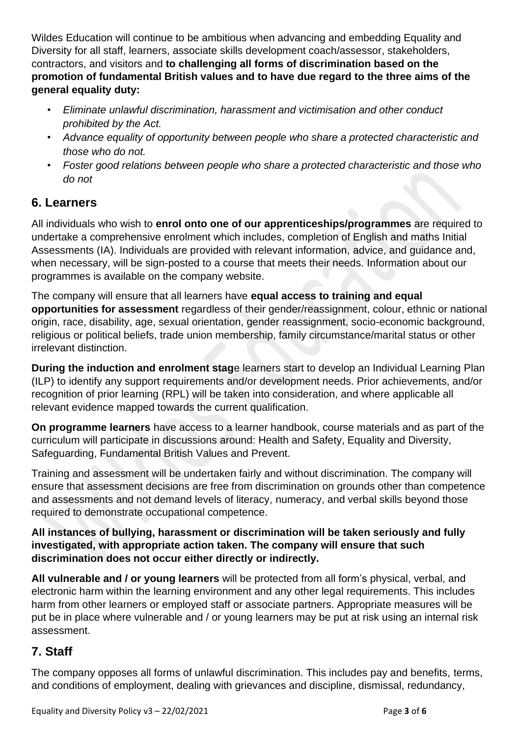Wildes Education will continue to be ambitious when advancing and embedding Equality and Diversity for all staff, learners, associate skills development coach/assessor, stakeholders, contractors, and visitors and **to challenging all forms of discrimination based on the promotion of fundamental British values and to have due regard to the three aims of the general equality duty:**

- *Eliminate unlawful discrimination, harassment and victimisation and other conduct prohibited by the Act.*
- *Advance equality of opportunity between people who share a protected characteristic and those who do not.*
- *Foster good relations between people who share a protected characteristic and those who do not*

## 6. Learners

All individuals who wish to **enrol onto one of our apprenticeships/programmes** are required to undertake a comprehensive enrolment which includes, completion of English and maths Initial Assessments (IA). Individuals are provided with relevant information, advice, and guidance and, when necessary, will be sign-posted to a course that meets their needs. Information about our programmes is available on the company website.

The company will ensure that all learners have **equal access to training and equal opportunities for assessment** regardless of their gender/reassignment, colour, ethnic or national origin, race, disability, age, sexual orientation, gender reassignment, socio-economic background, religious or political beliefs, trade union membership, family circumstance/marital status or other irrelevant distinction.

**During the induction and enrolment stag**e learners start to develop an Individual Learning Plan (ILP) to identify any support requirements and/or development needs. Prior achievements, and/or recognition of prior learning (RPL) will be taken into consideration, and where applicable all relevant evidence mapped towards the current qualification.

**On programme learners** have access to a learner handbook, course materials and as part of the curriculum will participate in discussions around: Health and Safety, Equality and Diversity, Safeguarding, Fundamental British Values and Prevent.

Training and assessment will be undertaken fairly and without discrimination. The company will ensure that assessment decisions are free from discrimination on grounds other than competence and assessments and not demand levels of literacy, numeracy, and verbal skills beyond those required to demonstrate occupational competence.

**All instances of bullying, harassment or discrimination will be taken seriously and fully investigated, with appropriate action taken. The company will ensure that such discrimination does not occur either directly or indirectly.**

**All vulnerable and / or young learners** will be protected from all form's physical, verbal, and electronic harm within the learning environment and any other legal requirements. This includes harm from other learners or employed staff or associate partners. Appropriate measures will be put be in place where vulnerable and / or young learners may be put at risk using an internal risk assessment.

## 7. Staff

The company opposes all forms of unlawful discrimination. This includes pay and benefits, terms, and conditions of employment, dealing with grievances and discipline, dismissal, redundancy,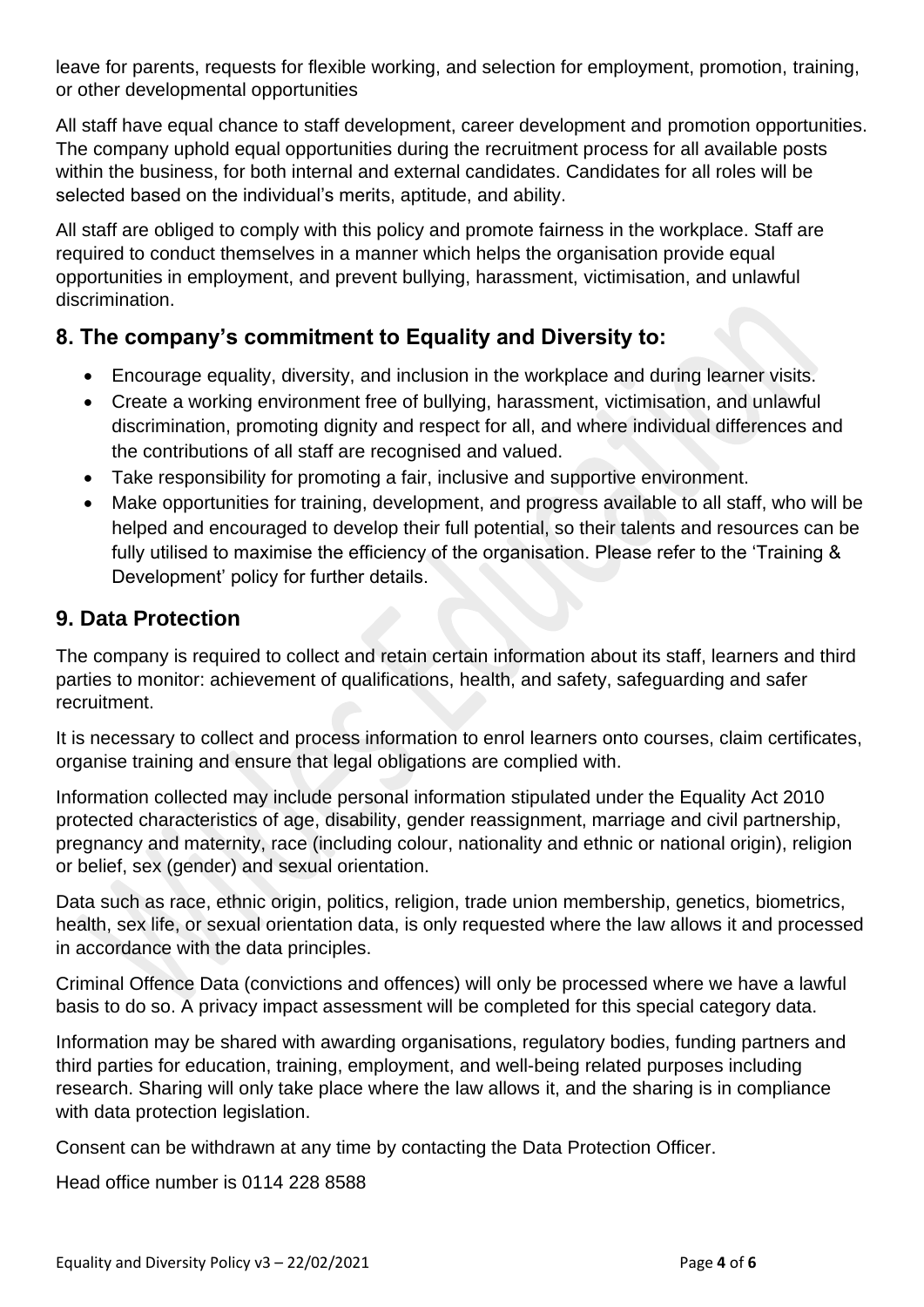leave for parents, requests for flexible working, and selection for employment, promotion, training, or other developmental opportunities

All staff have equal chance to staff development, career development and promotion opportunities. The company uphold equal opportunities during the recruitment process for all available posts within the business, for both internal and external candidates. Candidates for all roles will be selected based on the individual's merits, aptitude, and ability.

All staff are obliged to comply with this policy and promote fairness in the workplace. Staff are required to conduct themselves in a manner which helps the organisation provide equal opportunities in employment, and prevent bullying, harassment, victimisation, and unlawful discrimination.

## 8. The company's commitment to Equality and Diversity to:

- Encourage equality, diversity, and inclusion in the workplace and during learner visits.
- Create a working environment free of bullying, harassment, victimisation, and unlawful discrimination, promoting dignity and respect for all, and where individual differences and the contributions of all staff are recognised and valued.
- Take responsibility for promoting a fair, inclusive and supportive environment.
- Make opportunities for training, development, and progress available to all staff, who will be helped and encouraged to develop their full potential, so their talents and resources can be fully utilised to maximise the efficiency of the organisation. Please refer to the 'Training & Development' policy for further details.

## 9. Data Protection

The company is required to collect and retain certain information about its staff, learners and third parties to monitor: achievement of qualifications, health, and safety, safeguarding and safer recruitment.

It is necessary to collect and process information to enrol learners onto courses, claim certificates, organise training and ensure that legal obligations are complied with.

Information collected may include personal information stipulated under the Equality Act 2010 protected characteristics of age, disability, gender reassignment, marriage and civil partnership, pregnancy and maternity, race (including colour, nationality and ethnic or national origin), religion or belief, sex (gender) and sexual orientation.

Data such as race, ethnic origin, politics, religion, trade union membership, genetics, biometrics, health, sex life, or sexual orientation data, is only requested where the law allows it and processed in accordance with the data principles.

Criminal Offence Data (convictions and offences) will only be processed where we have a lawful basis to do so. A privacy impact assessment will be completed for this special category data.

Information may be shared with awarding organisations, regulatory bodies, funding partners and third parties for education, training, employment, and well-being related purposes including research. Sharing will only take place where the law allows it, and the sharing is in compliance with data protection legislation.

Consent can be withdrawn at any time by contacting the Data Protection Officer.

Head office number is 0114 228 8588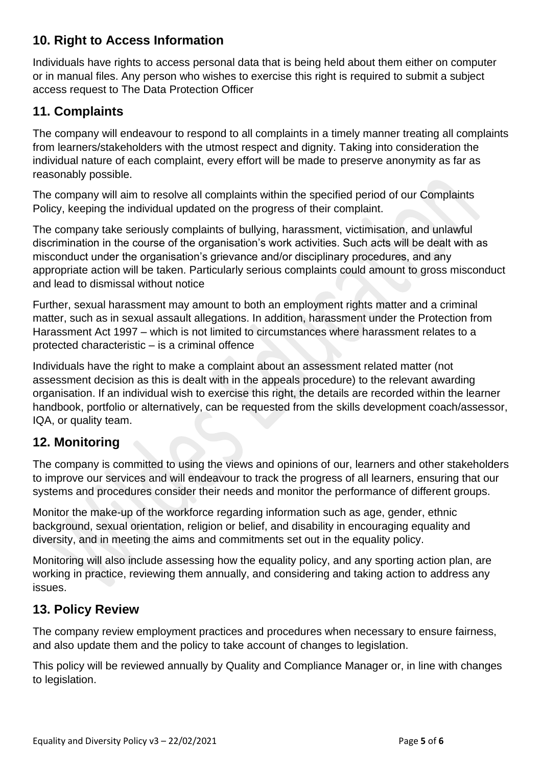## 10. Right to Access Information

Individuals have rights to access personal data that is being held about them either on computer or in manual files. Any person who wishes to exercise this right is required to submit a subject access request to The Data Protection Officer

## 11. Complaints

The company will endeavour to respond to all complaints in a timely manner treating all complaints from learners/stakeholders with the utmost respect and dignity. Taking into consideration the individual nature of each complaint, every effort will be made to preserve anonymity as far as reasonably possible.

The company will aim to resolve all complaints within the specified period of our Complaints Policy, keeping the individual updated on the progress of their complaint.

The company take seriously complaints of bullying, harassment, victimisation, and unlawful discrimination in the course of the organisation's work activities. Such acts will be dealt with as misconduct under the organisation's grievance and/or disciplinary procedures, and any appropriate action will be taken. Particularly serious complaints could amount to gross misconduct and lead to dismissal without notice

Further, sexual harassment may amount to both an employment rights matter and a criminal matter, such as in sexual assault allegations. In addition, harassment under the Protection from Harassment Act 1997 – which is not limited to circumstances where harassment relates to a protected characteristic – is a criminal offence

Individuals have the right to make a complaint about an assessment related matter (not assessment decision as this is dealt with in the appeals procedure) to the relevant awarding organisation. If an individual wish to exercise this right, the details are recorded within the learner handbook, portfolio or alternatively, can be requested from the skills development coach/assessor, IQA, or quality team.

## 12. Monitoring

The company is committed to using the views and opinions of our, learners and other stakeholders to improve our services and will endeavour to track the progress of all learners, ensuring that our systems and procedures consider their needs and monitor the performance of different groups.

Monitor the make-up of the workforce regarding information such as age, gender, ethnic background, sexual orientation, religion or belief, and disability in encouraging equality and diversity, and in meeting the aims and commitments set out in the equality policy.

Monitoring will also include assessing how the equality policy, and any sporting action plan, are working in practice, reviewing them annually, and considering and taking action to address any issues.

## 13. Policy Review

The company review employment practices and procedures when necessary to ensure fairness, and also update them and the policy to take account of changes to legislation.

This policy will be reviewed annually by Quality and Compliance Manager or, in line with changes to legislation.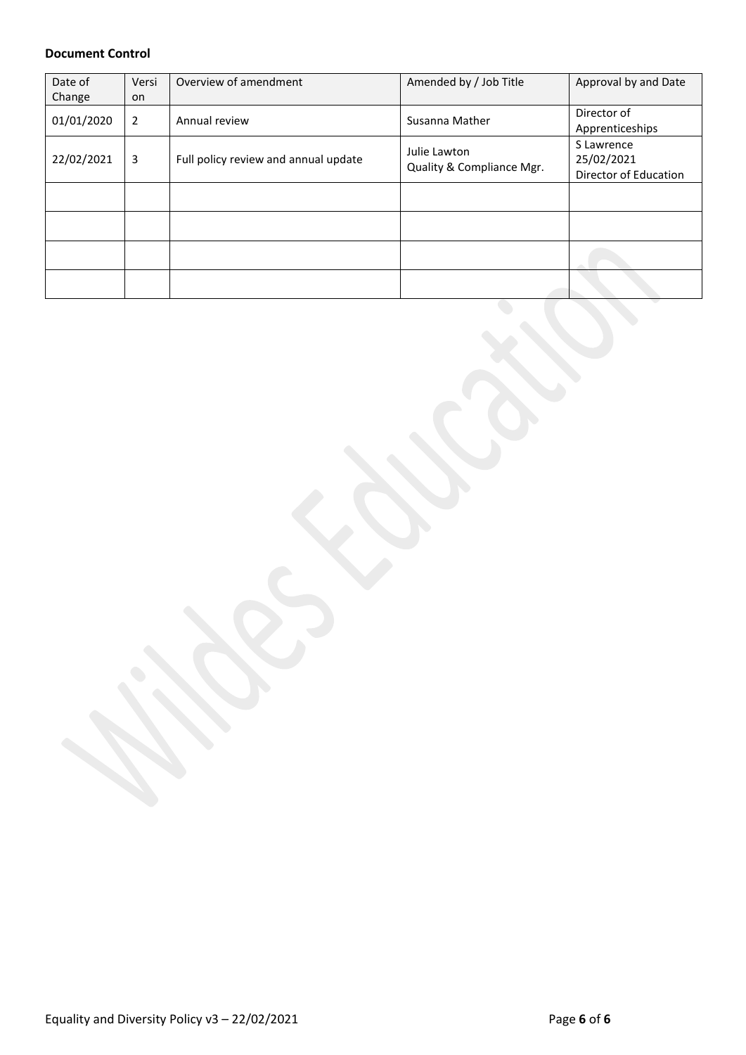**Document Control**

| Date of Change | Version | Overview of amendment | Amended by / Job Title | Approval by and Date |
|---|---|---|---|---|
| 01/01/2020 | 2 | Annual review | Susanna Mather | Director of Apprenticeships |
| 22/02/2021 | 3 | Full policy review and annual update | Julie Lawton Quality & Compliance Mgr. | S Lawrence 25/02/2021 Director of Education |
| | | | | |
| | | | | |
| | | | | |
| | | | | |